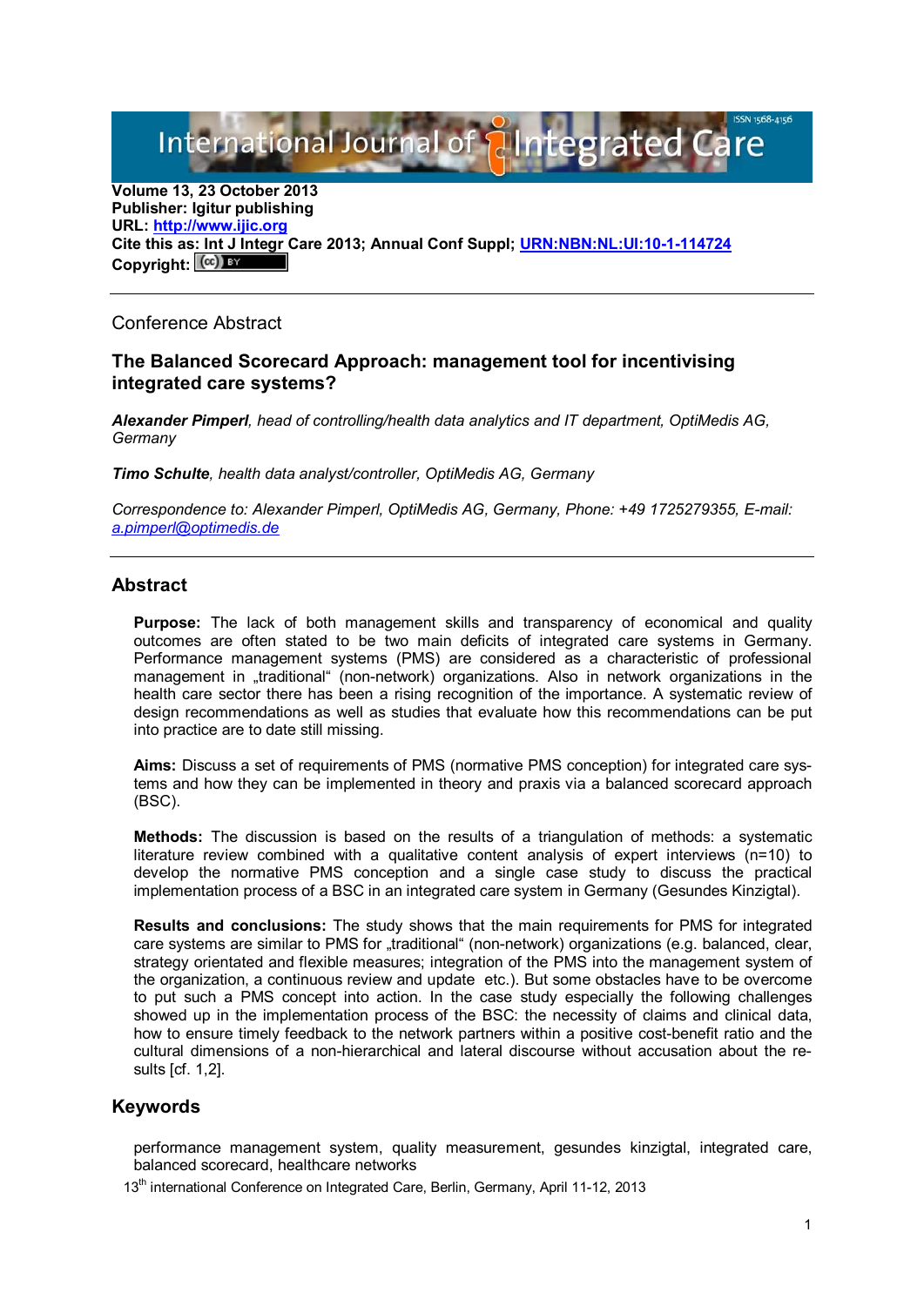**Volume 13, 23 October 2013**
**Publisher: Igitur publishing**
**URL: http://www.ijic.org**
**Cite this as: Int J Integr Care 2013; Annual Conf Suppl; URN:NBN:NL:UI:10-1-114724**
**Copyright:**

---

Conference Abstract

## The Balanced Scorecard Approach: management tool for incentivising integrated care systems?

***Alexander Pimperl**, head of controlling/health data analytics and IT department, OptiMedis AG, Germany*

***Timo Schulte**, health data analyst/controller, OptiMedis AG, Germany*

*Correspondence to: Alexander Pimperl, OptiMedis AG, Germany, Phone: +49 1725279355, E-mail: a.pimperl@optimedis.de*

---

## Abstract

**Purpose:** The lack of both management skills and transparency of economical and quality outcomes are often stated to be two main deficits of integrated care systems in Germany. Performance management systems (PMS) are considered as a characteristic of professional management in „traditional“ (non-network) organizations. Also in network organizations in the health care sector there has been a rising recognition of the importance. A systematic review of design recommendations as well as studies that evaluate how this recommendations can be put into practice are to date still missing.

**Aims:** Discuss a set of requirements of PMS (normative PMS conception) for integrated care systems and how they can be implemented in theory and praxis via a balanced scorecard approach (BSC).

**Methods:** The discussion is based on the results of a triangulation of methods: a systematic literature review combined with a qualitative content analysis of expert interviews (n=10) to develop the normative PMS conception and a single case study to discuss the practical implementation process of a BSC in an integrated care system in Germany (Gesundes Kinzigtal).

**Results and conclusions:** The study shows that the main requirements for PMS for integrated care systems are similar to PMS for „traditional“ (non-network) organizations (e.g. balanced, clear, strategy orientated and flexible measures; integration of the PMS into the management system of the organization, a continuous review and update etc.). But some obstacles have to be overcome to put such a PMS concept into action. In the case study especially the following challenges showed up in the implementation process of the BSC: the necessity of claims and clinical data, how to ensure timely feedback to the network partners within a positive cost-benefit ratio and the cultural dimensions of a non-hierarchical and lateral discourse without accusation about the results [cf. 1,2].

## Keywords

performance management system, quality measurement, gesundes kinzigtal, integrated care, balanced scorecard, healthcare networks

13th international Conference on Integrated Care, Berlin, Germany, April 11-12, 2013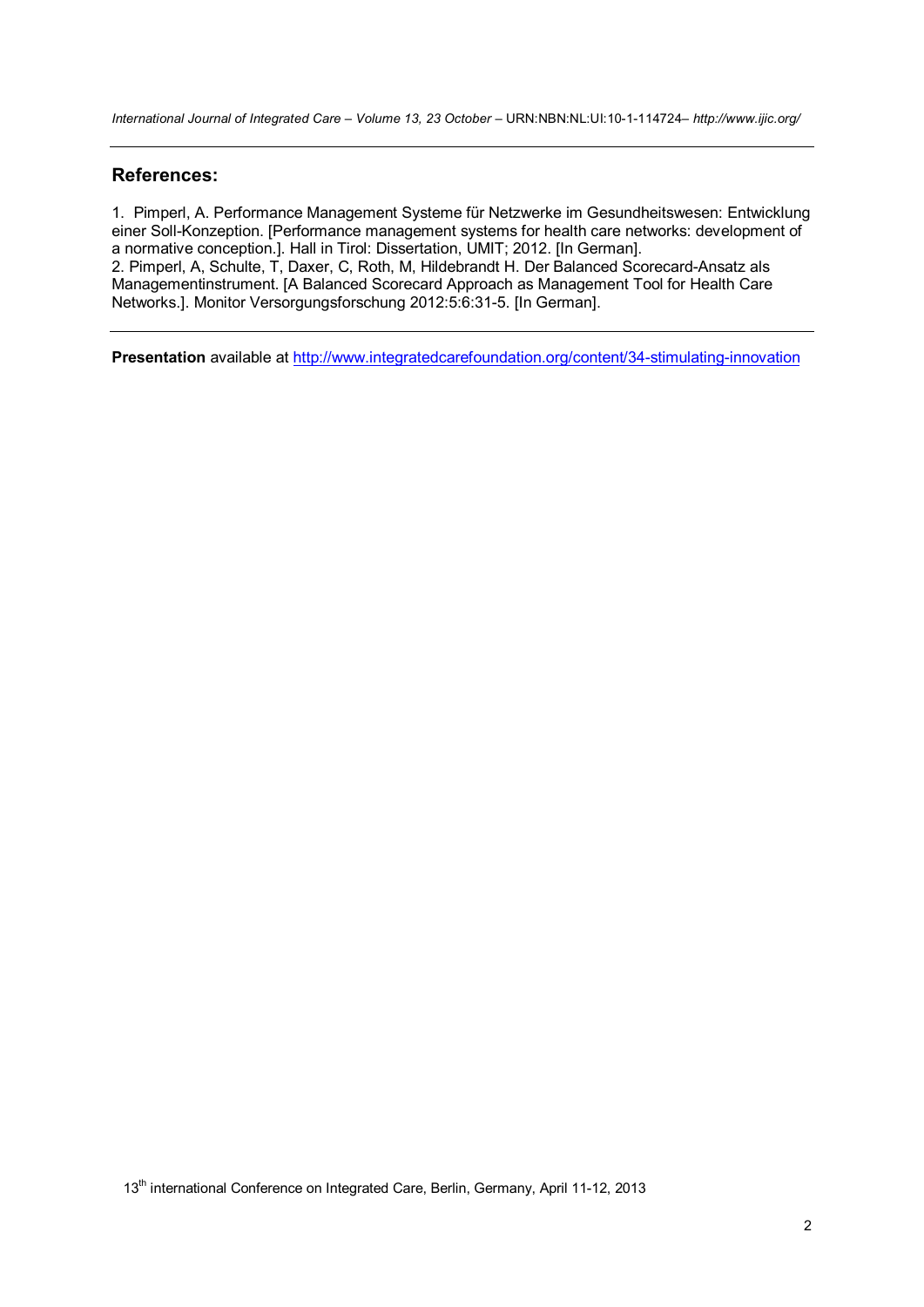## References:

1. Pimperl, A. Performance Management Systeme für Netzwerke im Gesundheitswesen: Entwicklung einer Soll-Konzeption. [Performance management systems for health care networks: development of a normative conception.]. Hall in Tirol: Dissertation, UMIT; 2012. [In German].
2. Pimperl, A, Schulte, T, Daxer, C, Roth, M, Hildebrandt H. Der Balanced Scorecard-Ansatz als Managementinstrument. [A Balanced Scorecard Approach as Management Tool for Health Care Networks.]. Monitor Versorgungsforschung 2012:5:6:31-5. [In German].

---

**Presentation** available at http://www.integratedcarefoundation.org/content/34-stimulating-innovation